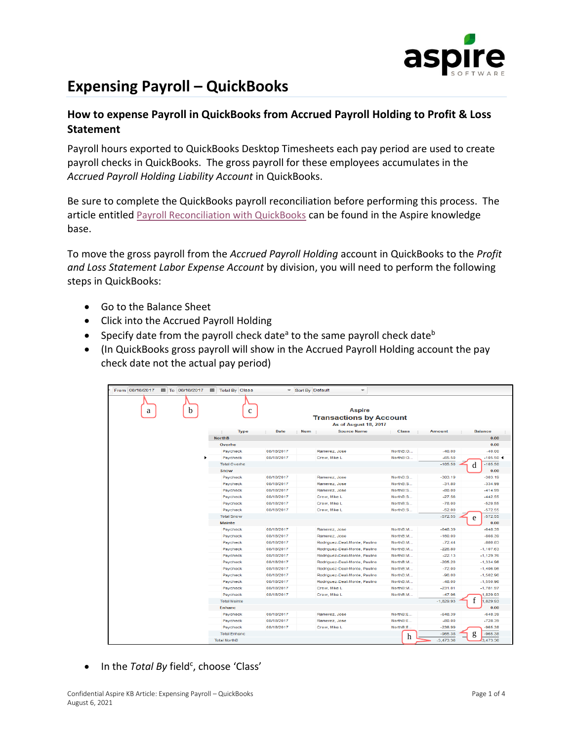# Expensing Payroll – QuickBooks

## How to expense Payroll in QuickBooks from Accrued Payroll Holding to Profit & Loss Statement

Payroll hours exported to QuickBooks Desktop Timesheets each pay period are used to create payroll checks in QuickBooks. The gross payroll for these employees accumulates in the *Accrued Payroll Holding Liability Account* in QuickBooks.

Be sure to complete the QuickBooks payroll reconciliation before performing this process. The article entitled Payroll Reconciliation with QuickBooks can be found in the Aspire knowledge base.

To move the gross payroll from the *Accrued Payroll Holding* account in QuickBooks to the *Profit and Loss Statement Labor Expense Account* by division, you will need to perform the following steps in QuickBooks:

- Go to the Balance Sheet
- Click into the Accrued Payroll Holding
- Specify date from the payroll check date[a] to the same payroll check date[b]
- (In QuickBooks gross payroll will show in the Accrued Payroll Holding account the pay check date not the actual pay period)

From 08/18/2017 (a) To 08/18/2017 (b) Total By Class (c) Sort By Default

**Aspire**
**Transactions by Account**
As of August 18, 2017

| Type | Date | Num | Source Name | Class | Amount | Balance |
|---|---|---|---|---|---|---|
| NorthB | | | | | | 0.00 |
| Overhe | | | | | | 0.00 |
| Paycheck | 08/18/2017 | | Ramerez, Jose | NorthB:O... | -40.00 | -40.00 |
| Paycheck | 08/18/2017 | | Crew, Mike L | NorthB:O... | -65.50 | -105.50 |
| Total Overhe | | | | | -105.50 | -105.50 (d) |
| Snow | | | | | | 0.00 |
| Paycheck | 08/18/2017 | | Ramerez, Jose | NorthB:S... | -303.19 | -303.19 |
| Paycheck | 08/18/2017 | | Ramerez, Jose | NorthB:S... | -31.80 | -334.99 |
| Paycheck | 08/18/2017 | | Ramerez, Jose | NorthB:S... | -80.00 | -414.99 |
| Paycheck | 08/18/2017 | | Crew, Mike L | NorthB:S... | -27.56 | -442.55 |
| Paycheck | 08/18/2017 | | Crew, Mike L | NorthB:S... | -78.00 | -520.55 |
| Paycheck | 08/18/2017 | | Crew, Mike L | NorthB:S... | -52.00 | -572.55 |
| Total Snow | | | | | -572.55 | -572.55 (e) |
| Mainte | | | | | | 0.00 |
| Paycheck | 08/18/2017 | | Ramerez, Jose | NorthB:M... | -648.39 | -648.39 |
| Paycheck | 08/18/2017 | | Ramerez, Jose | NorthB:M... | -160.00 | -808.39 |
| Paycheck | 08/18/2017 | | Rodriguez-Deal-Monte, Paulino | NorthB:M... | -72.44 | -880.83 |
| Paycheck | 08/18/2017 | | Rodriguez-Deal-Monte, Paulino | NorthB:M... | -226.80 | -1,107.63 |
| Paycheck | 08/18/2017 | | Rodriguez-Deal-Monte, Paulino | NorthB:M... | -22.13 | -1,129.76 |
| Paycheck | 08/18/2017 | | Rodriguez-Deal-Monte, Paulino | NorthB:M... | -205.20 | -1,334.96 |
| Paycheck | 08/18/2017 | | Rodriguez-Deal-Monte, Paulino | NorthB:M... | -72.00 | -1,406.96 |
| Paycheck | 08/18/2017 | | Rodriguez-Deal-Monte, Paulino | NorthB:M... | -96.00 | -1,502.96 |
| Paycheck | 08/18/2017 | | Rodriguez-Deal-Monte, Paulino | NorthB:M... | -48.00 | -1,550.96 |
| Paycheck | 08/18/2017 | | Crew, Mike L | NorthB:M... | -231.01 | -1,781.97 |
| Paycheck | 08/18/2017 | | Crew, Mike L | NorthB:M... | -47.96 | -1,829.93 |
| Total Mainte | | | | | -1,829.93 | -1,829.93 (f) |
| Enhanc | | | | | | 0.00 |
| Paycheck | 08/18/2017 | | Ramerez, Jose | NorthB:E... | -648.39 | -648.39 |
| Paycheck | 08/18/2017 | | Ramerez, Jose | NorthB:E... | -80.00 | -728.39 |
| Paycheck | 08/18/2017 | | Crew, Mike L | NorthB:E... | -236.99 | -965.38 |
| Total Enhanc | | | | | -965.38 | -965.38 (g) |
| Total NorthB | | | | | -3,473.36 (h) | -3,473.36 |

- In the *Total By* field[c], choose 'Class'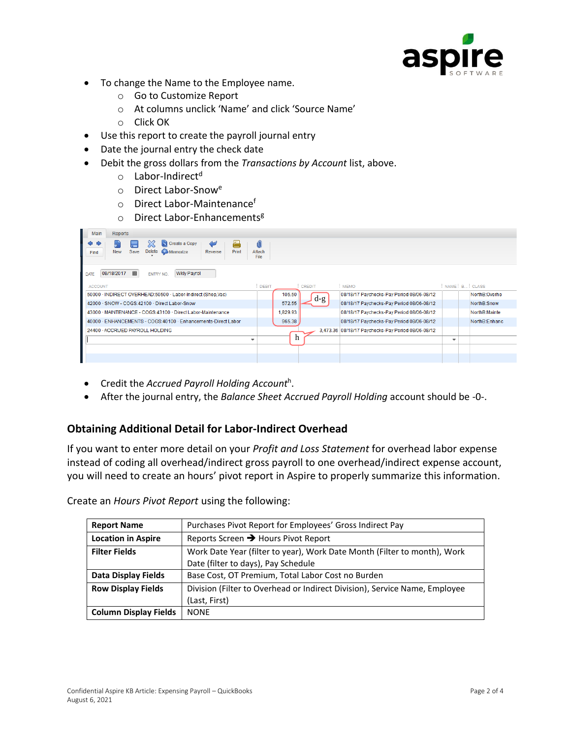- To change the Name to the Employee name.
  - Go to Customize Report
  - At columns unclick 'Name' and click 'Source Name'
  - Click OK
- Use this report to create the payroll journal entry
- Date the journal entry the check date
- Debit the gross dollars from the *Transactions by Account* list, above.
  - Labor-Indirect[d]
  - Direct Labor-Snow[e]
  - Direct Labor-Maintenance[f]
  - Direct Labor-Enhancements[g]

| ACCOUNT | DEBIT | CREDIT | MEMO | NAME | B... | CLASS |
|---|---|---|---|---|---|---|
| 50000 · INDIRECT OVERHEAD:50500 · Labor-Indirect (Shop,Vac) | 105.50 | | 08/18/17 Paychecks-Pay Period 08/06-08/12 | | | NorthB:Overhe |
| 42000 · SNOW - COGS:42100 · Direct Labor-Snow | 572.55 | | 08/18/17 Paychecks-Pay Period 08/06-08/12 | | | NorthB:Snow |
| 43000 · MAINTENANCE - COGS:43100 · Direct Labor-Maintenance | 1,829.93 | | 08/18/17 Paychecks-Pay Period 08/06-08/12 | | | NorthB:Mainte |
| 40000 · ENHANCEMENTS - COGS:40100 · Enhancements-Direct Labor | 965.38 | | 08/18/17 Paychecks-Pay Period 08/06-08/12 | | | NorthB:Enhanc |
| 24400 · ACCRUED PAYROLL HOLDING | | 3,473.36 | 08/18/17 Paychecks-Pay Period 08/06-08/12 | | | |

- Credit the *Accrued Payroll Holding Account*[h].
- After the journal entry, the *Balance Sheet Accrued Payroll Holding* account should be -0-.

## Obtaining Additional Detail for Labor-Indirect Overhead

If you want to enter more detail on your *Profit and Loss Statement* for overhead labor expense instead of coding all overhead/indirect gross payroll to one overhead/indirect expense account, you will need to create an hours' pivot report in Aspire to properly summarize this information.

Create an *Hours Pivot Report* using the following:

| **Report Name** | Purchases Pivot Report for Employees' Gross Indirect Pay |
|---|---|
| **Location in Aspire** | Reports Screen → Hours Pivot Report |
| **Filter Fields** | Work Date Year (filter to year), Work Date Month (Filter to month), Work Date (filter to days), Pay Schedule |
| **Data Display Fields** | Base Cost, OT Premium, Total Labor Cost no Burden |
| **Row Display Fields** | Division (Filter to Overhead or Indirect Division), Service Name, Employee (Last, First) |
| **Column Display Fields** | NONE |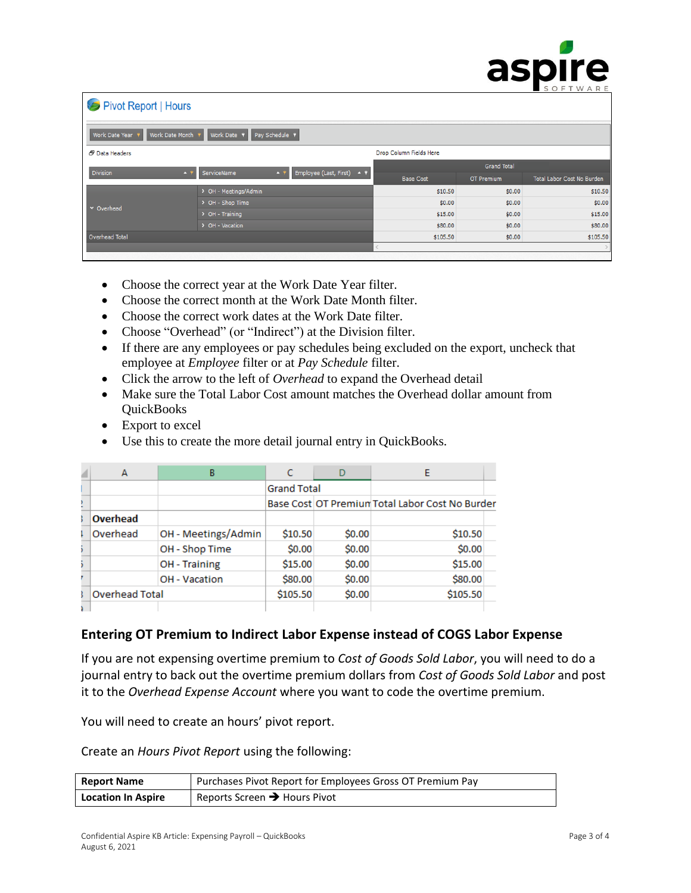Pivot Report | Hours

| Division | ServiceName | Grand Total | | |
|---|---|---|---|---|
| | | Base Cost | OT Premium | Total Labor Cost No Burden |
| Overhead | OH - Meetings/Admin | $10.50 | $0.00 | $10.50 |
| | OH - Shop Time | $0.00 | $0.00 | $0.00 |
| | OH - Training | $15.00 | $0.00 | $15.00 |
| | OH - Vacation | $80.00 | $0.00 | $80.00 |
| Overhead Total | | $105.50 | $0.00 | $105.50 |

- Choose the correct year at the Work Date Year filter.
- Choose the correct month at the Work Date Month filter.
- Choose the correct work dates at the Work Date filter.
- Choose "Overhead" (or "Indirect") at the Division filter.
- If there are any employees or pay schedules being excluded on the export, uncheck that employee at *Employee* filter or at *Pay Schedule* filter.
- Click the arrow to the left of *Overhead* to expand the Overhead detail
- Make sure the Total Labor Cost amount matches the Overhead dollar amount from QuickBooks
- Export to excel
- Use this to create the more detail journal entry in QuickBooks.

| A | B | C | D | E |
|---|---|---|---|---|
| | | Grand Total | | |
| | | Base Cost | OT Premium | Total Labor Cost No Burden |
| Overhead | | | | |
| Overhead | OH - Meetings/Admin | $10.50 | $0.00 | $10.50 |
| | OH - Shop Time | $0.00 | $0.00 | $0.00 |
| | OH - Training | $15.00 | $0.00 | $15.00 |
| | OH - Vacation | $80.00 | $0.00 | $80.00 |
| Overhead Total | | $105.50 | $0.00 | $105.50 |

## Entering OT Premium to Indirect Labor Expense instead of COGS Labor Expense

If you are not expensing overtime premium to *Cost of Goods Sold Labor*, you will need to do a journal entry to back out the overtime premium dollars from *Cost of Goods Sold Labor* and post it to the *Overhead Expense Account* where you want to code the overtime premium.

You will need to create an hours' pivot report.

Create an *Hours Pivot Report* using the following:

| **Report Name** | Purchases Pivot Report for Employees Gross OT Premium Pay |
|---|---|
| **Location In Aspire** | Reports Screen → Hours Pivot |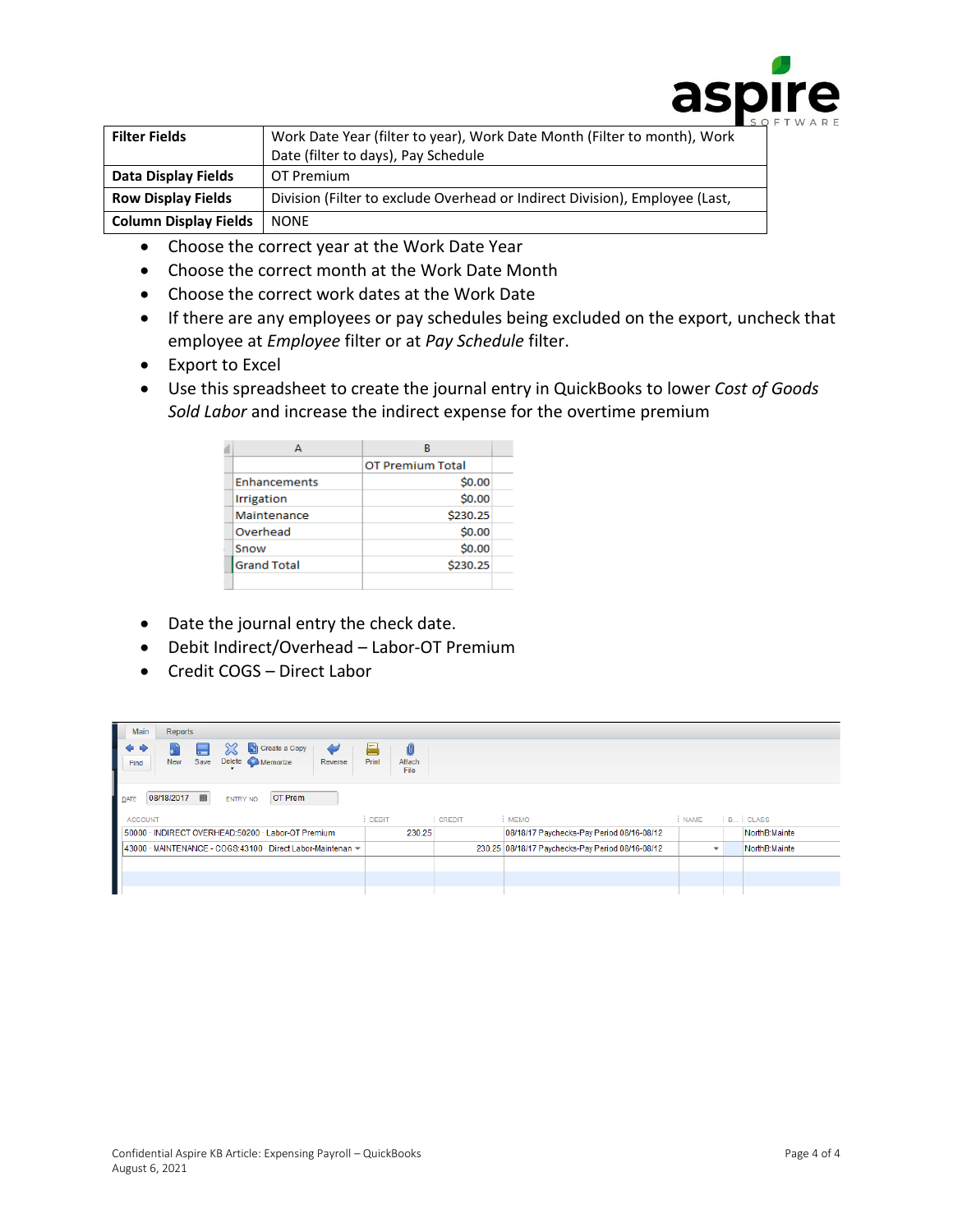| | |
|---|---|
| **Filter Fields** | Work Date Year (filter to year), Work Date Month (Filter to month), Work Date (filter to days), Pay Schedule |
| **Data Display Fields** | OT Premium |
| **Row Display Fields** | Division (Filter to exclude Overhead or Indirect Division), Employee (Last, |
| **Column Display Fields** | NONE |

- Choose the correct year at the Work Date Year
- Choose the correct month at the Work Date Month
- Choose the correct work dates at the Work Date
- If there are any employees or pay schedules being excluded on the export, uncheck that employee at *Employee* filter or at *Pay Schedule* filter.
- Export to Excel
- Use this spreadsheet to create the journal entry in QuickBooks to lower *Cost of Goods Sold Labor* and increase the indirect expense for the overtime premium

| A | B |
|---|---|
| | OT Premium Total |
| Enhancements | $0.00 |
| Irrigation | $0.00 |
| Maintenance | $230.25 |
| Overhead | $0.00 |
| Snow | $0.00 |
| Grand Total | $230.25 |

- Date the journal entry the check date.
- Debit Indirect/Overhead – Labor-OT Premium
- Credit COGS – Direct Labor

Main Reports

Find New Save Delete Create a Copy Memorize Reverse Print Attach File

DATE 08/18/2017 ENTRY NO. OT Prem

| ACCOUNT | DEBIT | CREDIT | MEMO | NAME | B... | CLASS |
|---|---|---|---|---|---|---|
| 50000 · INDIRECT OVERHEAD:50200 · Labor-OT Premium | 230.25 | | 08/18/17 Paychecks-Pay Period 08/16-08/12 | | | NorthB:Mainte |
| 43000 · MAINTENANCE - COGS:43100 · Direct Labor-Maintenan | | 230.25 | 08/18/17 Paychecks-Pay Period 08/16-08/12 | | | NorthB:Mainte |